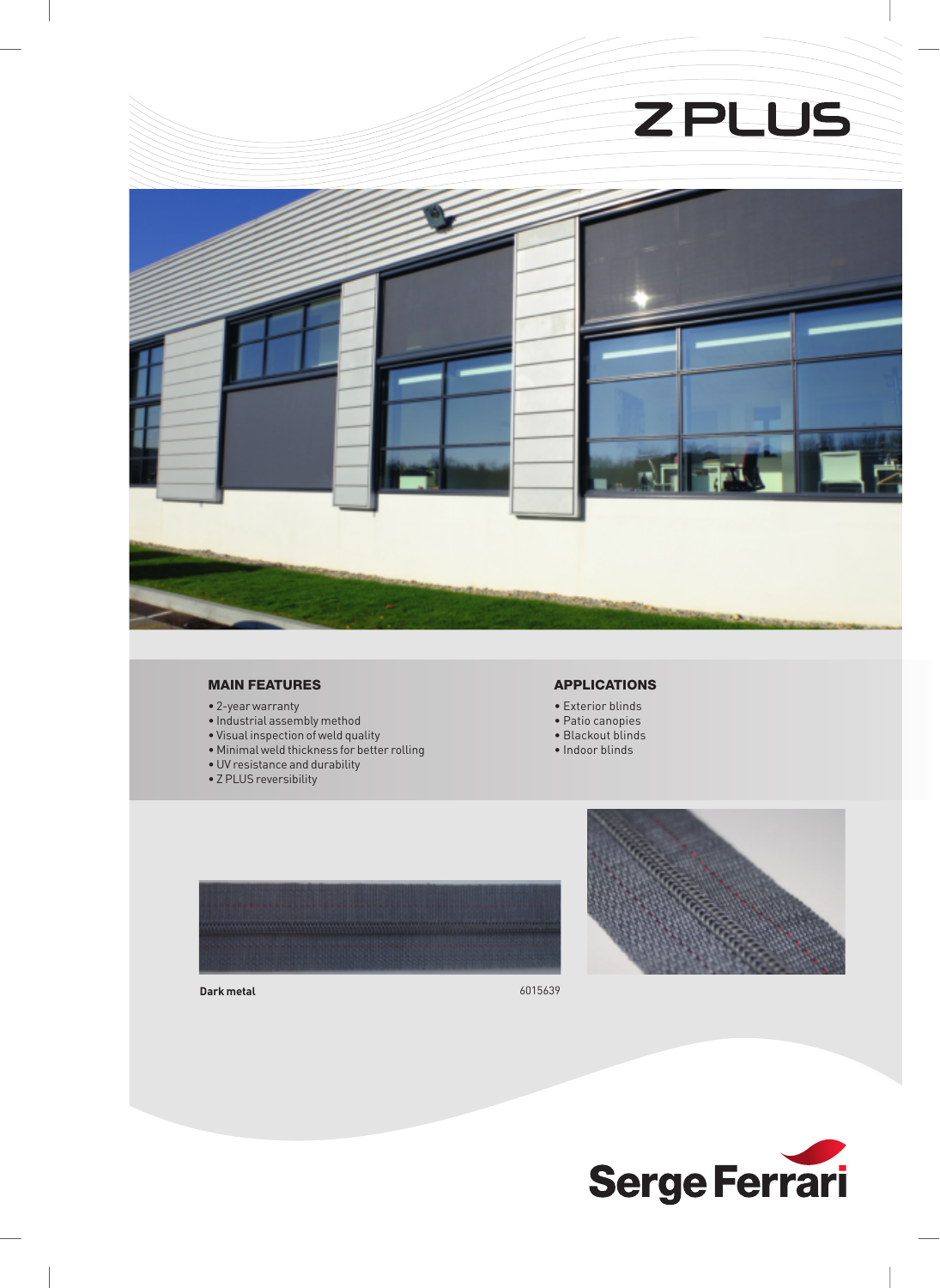# Z PLUS

## MAIN FEATURES

- 2-year warranty
- Industrial assembly method
- Visual inspection of weld quality
- Minimal weld thickness for better rolling
- UV resistance and durability
- Z PLUS reversibility

## APPLICATIONS

- Exterior blinds
- Patio canopies
- Blackout blinds
- Indoor blinds

**Dark metal** 6015639

Serge Ferrari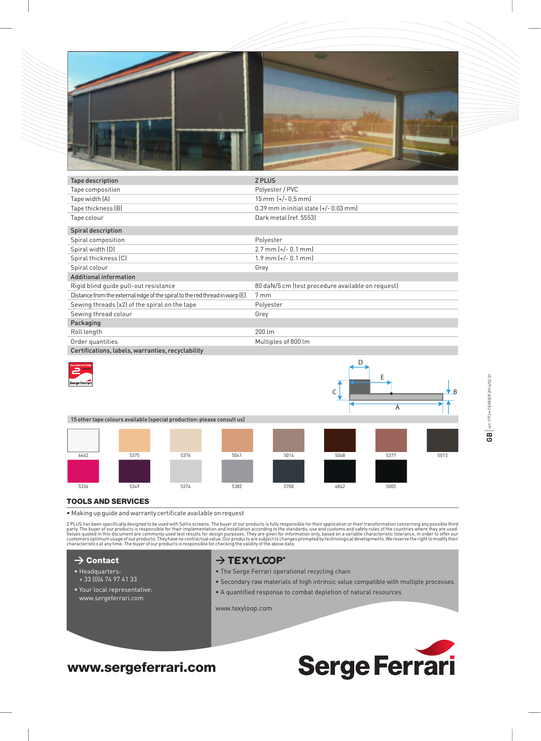| | |
|---|---|
| **Tape description** | **Z PLUS** |
| Tape composition | Polyester / PVC |
| Tape width (A) | 15 mm (+/- 0,5 mm) |
| Tape thickness (B) | 0.39 mm in initial state (+/- 0.03 mm) |
| Tape colour | Dark metal (ref. 5553) |
| **Spiral description** | |
| Spiral composition | Polyester |
| Spiral width (D) | 2.7 mm (+/- 0.1 mm) |
| Spiral thickness (C) | 1.9 mm (+/- 0.1 mm) |
| Spiral colour | Grey |
| **Additional information** | |
| Rigid blind guide pull-out resistance | 80 daN/5 cm (test procedure available on request) |
| Distance from the external edge of the spiral to the red thread in warp (E) | 7 mm |
| Sewing threads (x2) of the spiral on the tape | Polyester |
| Sewing thread colour | Grey |
| **Packaging** | |
| Roll length | 200 lm |
| Order quantities | Multiples of 800 lm |
| **Certifications, labels, warranties, recyclability** | |

GUARANTEE 2 YEARS Serge Ferrari

D
E
C
B
A

**15 other tape colours available (special production: please consult us)**

6642 5375 5376 5041 5014 5048 5377 5015

5336 5349 5374 5382 5700 6842 5005

## TOOLS AND SERVICES

- Making up guide and warranty certificate available on request

Z PLUS has been specifically designed to be used with Soltis screens. The buyer of our products is fully responsible for their application or their transformation concerning any possible third party. The buyer of our products is responsible for their implementation and installation according to the standards, use and customs and safety rules of the countries where they are used. Values quoted in this document are commonly used test results for design purposes. They are given for information only, based on a variable characteristic tolerance, in order to offer our customers optimum usage of our products. They have no contractual value. Our products are subject to changes prompted by technological developments. We reserve the right to modify their characteristics at any time. The buyer of our products is responsible for checking the validity of the above data.

### → Contact

- Headquarters:
  + 33 (0)4 74 97 41 33
- Your local representative:
  www.sergeferrari.com

### → TEXYLOOP®

- The Serge Ferrari operational recycling chain
- Secondary raw materials of high intrinsic value compatible with multiple processes
- A quantified response to combat depletion of natural resources

www.texyloop.com

**www.sergeferrari.com**

**Serge Ferrari**

GB | ref. 1772 • FEVRIER 2016/V2.01